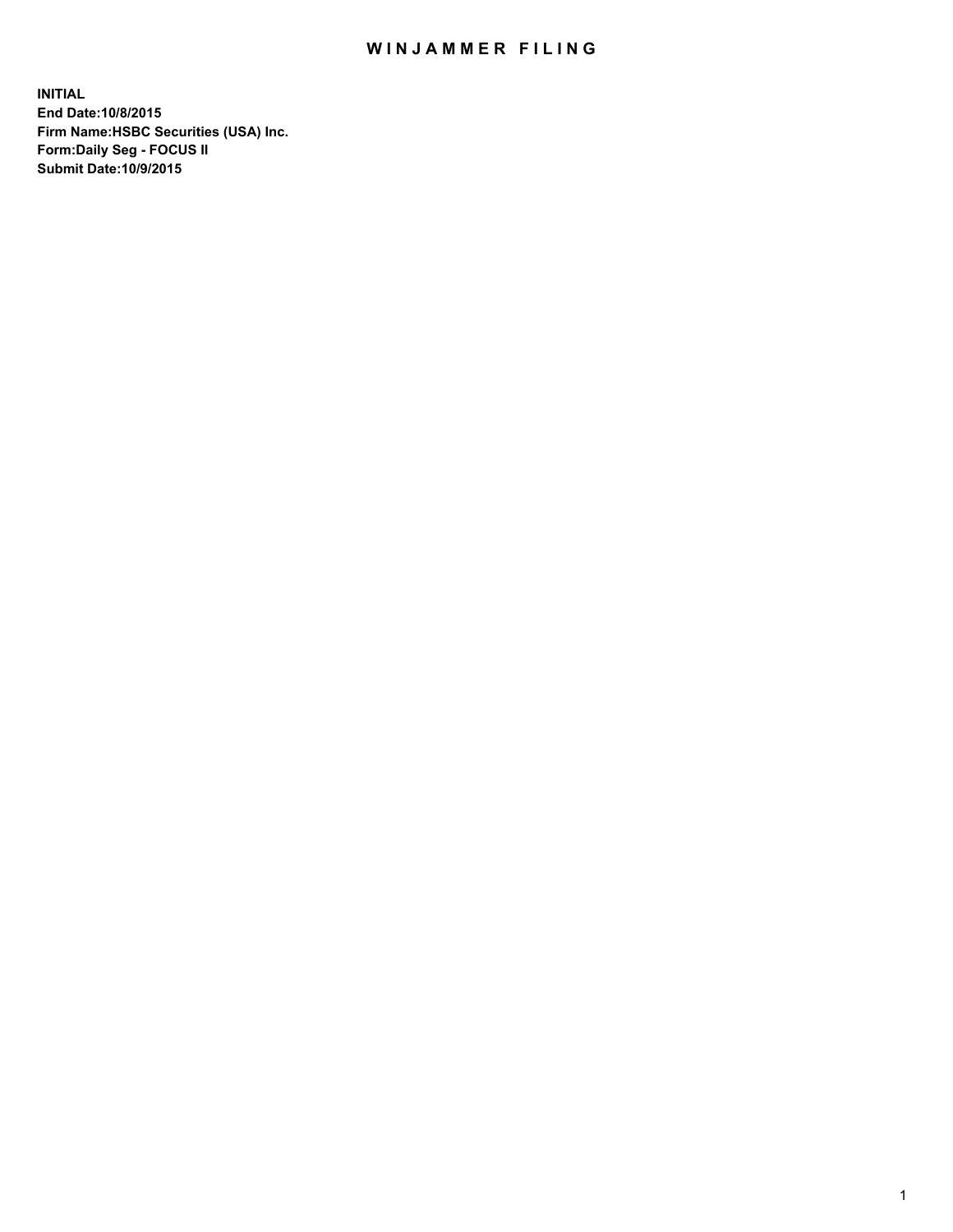# WINJAMMER FILING

**INITIAL**
**End Date:10/8/2015**
**Firm Name:HSBC Securities (USA) Inc.**
**Form:Daily Seg - FOCUS II**
**Submit Date:10/9/2015**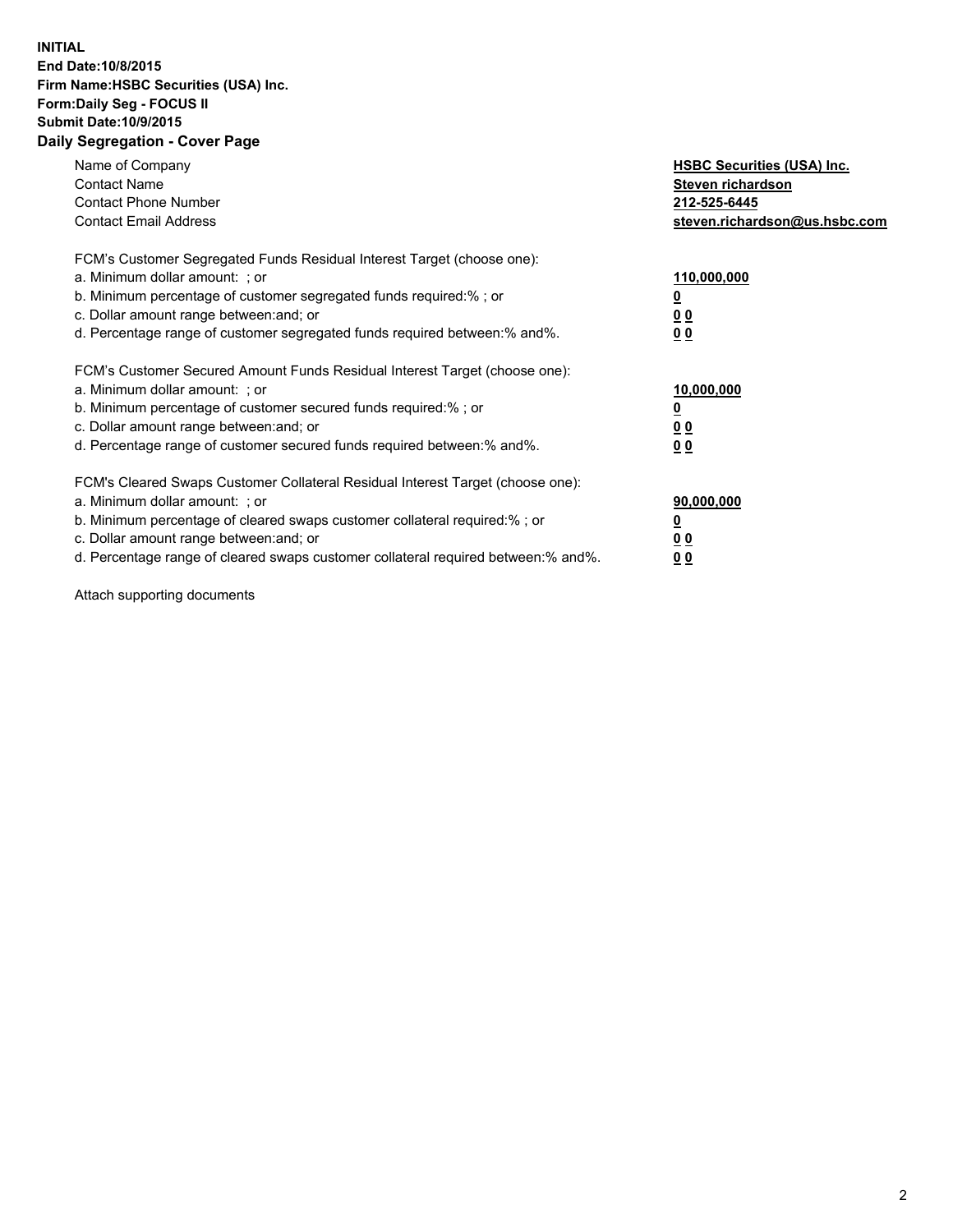**INITIAL**
**End Date:10/8/2015**
**Firm Name:HSBC Securities (USA) Inc.**
**Form:Daily Seg - FOCUS II**
**Submit Date:10/9/2015**

## Daily Segregation - Cover Page

| | |
|---|---|
| Name of Company | **HSBC Securities (USA) Inc.** |
| Contact Name | **Steven richardson** |
| Contact Phone Number | **212-525-6445** |
| Contact Email Address | **steven.richardson@us.hsbc.com** |

| | |
|---|---|
| FCM's Customer Segregated Funds Residual Interest Target (choose one): | |
| a. Minimum dollar amount: ; or | **110,000,000** |
| b. Minimum percentage of customer segregated funds required:% ; or | **0** |
| c. Dollar amount range between:and; or | **0 0** |
| d. Percentage range of customer segregated funds required between:% and%. | **0 0** |

| | |
|---|---|
| FCM's Customer Secured Amount Funds Residual Interest Target (choose one): | |
| a. Minimum dollar amount: ; or | **10,000,000** |
| b. Minimum percentage of customer secured funds required:% ; or | **0** |
| c. Dollar amount range between:and; or | **0 0** |
| d. Percentage range of customer secured funds required between:% and%. | **0 0** |

| | |
|---|---|
| FCM's Cleared Swaps Customer Collateral Residual Interest Target (choose one): | |
| a. Minimum dollar amount: ; or | **90,000,000** |
| b. Minimum percentage of cleared swaps customer collateral required:% ; or | **0** |
| c. Dollar amount range between:and; or | **0 0** |
| d. Percentage range of cleared swaps customer collateral required between:% and%. | **0 0** |

Attach supporting documents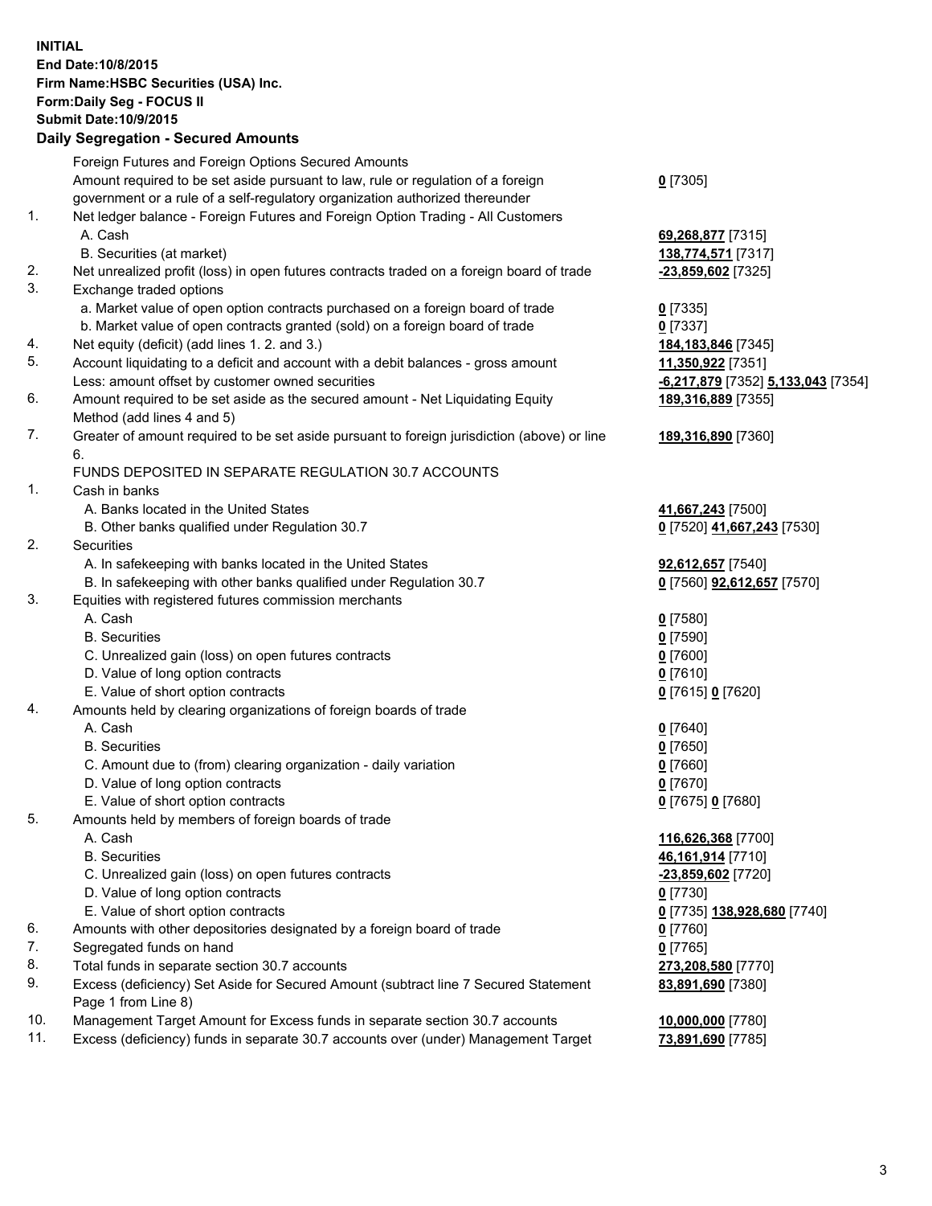**INITIAL**
**End Date:10/8/2015**
**Firm Name:HSBC Securities (USA) Inc.**
**Form:Daily Seg - FOCUS II**
**Submit Date:10/9/2015**

**Daily Segregation - Secured Amounts**

| | | |
|---|---|---|
| | Foreign Futures and Foreign Options Secured Amounts | |
| | Amount required to be set aside pursuant to law, rule or regulation of a foreign government or a rule of a self-regulatory organization authorized thereunder | **0** [7305] |
| 1. | Net ledger balance - Foreign Futures and Foreign Option Trading - All Customers | |
| | A. Cash | **69,268,877** [7315] |
| | B. Securities (at market) | **138,774,571** [7317] |
| 2. | Net unrealized profit (loss) in open futures contracts traded on a foreign board of trade | **-23,859,602** [7325] |
| 3. | Exchange traded options | |
| | a. Market value of open option contracts purchased on a foreign board of trade | **0** [7335] |
| | b. Market value of open contracts granted (sold) on a foreign board of trade | **0** [7337] |
| 4. | Net equity (deficit) (add lines 1. 2. and 3.) | **184,183,846** [7345] |
| 5. | Account liquidating to a deficit and account with a debit balances - gross amount | **11,350,922** [7351] |
| | Less: amount offset by customer owned securities | **-6,217,879** [7352] **5,133,043** [7354] |
| 6. | Amount required to be set aside as the secured amount - Net Liquidating Equity Method (add lines 4 and 5) | **189,316,889** [7355] |
| 7. | Greater of amount required to be set aside pursuant to foreign jurisdiction (above) or line 6. | **189,316,890** [7360] |
| | FUNDS DEPOSITED IN SEPARATE REGULATION 30.7 ACCOUNTS | |
| 1. | Cash in banks | |
| | A. Banks located in the United States | **41,667,243** [7500] |
| | B. Other banks qualified under Regulation 30.7 | **0** [7520] **41,667,243** [7530] |
| 2. | Securities | |
| | A. In safekeeping with banks located in the United States | **92,612,657** [7540] |
| | B. In safekeeping with other banks qualified under Regulation 30.7 | **0** [7560] **92,612,657** [7570] |
| 3. | Equities with registered futures commission merchants | |
| | A. Cash | **0** [7580] |
| | B. Securities | **0** [7590] |
| | C. Unrealized gain (loss) on open futures contracts | **0** [7600] |
| | D. Value of long option contracts | **0** [7610] |
| | E. Value of short option contracts | **0** [7615] **0** [7620] |
| 4. | Amounts held by clearing organizations of foreign boards of trade | |
| | A. Cash | **0** [7640] |
| | B. Securities | **0** [7650] |
| | C. Amount due to (from) clearing organization - daily variation | **0** [7660] |
| | D. Value of long option contracts | **0** [7670] |
| | E. Value of short option contracts | **0** [7675] **0** [7680] |
| 5. | Amounts held by members of foreign boards of trade | |
| | A. Cash | **116,626,368** [7700] |
| | B. Securities | **46,161,914** [7710] |
| | C. Unrealized gain (loss) on open futures contracts | **-23,859,602** [7720] |
| | D. Value of long option contracts | **0** [7730] |
| | E. Value of short option contracts | **0** [7735] **138,928,680** [7740] |
| 6. | Amounts with other depositories designated by a foreign board of trade | **0** [7760] |
| 7. | Segregated funds on hand | **0** [7765] |
| 8. | Total funds in separate section 30.7 accounts | **273,208,580** [7770] |
| 9. | Excess (deficiency) Set Aside for Secured Amount (subtract line 7 Secured Statement Page 1 from Line 8) | **83,891,690** [7380] |
| 10. | Management Target Amount for Excess funds in separate section 30.7 accounts | **10,000,000** [7780] |
| 11. | Excess (deficiency) funds in separate 30.7 accounts over (under) Management Target | **73,891,690** [7785] |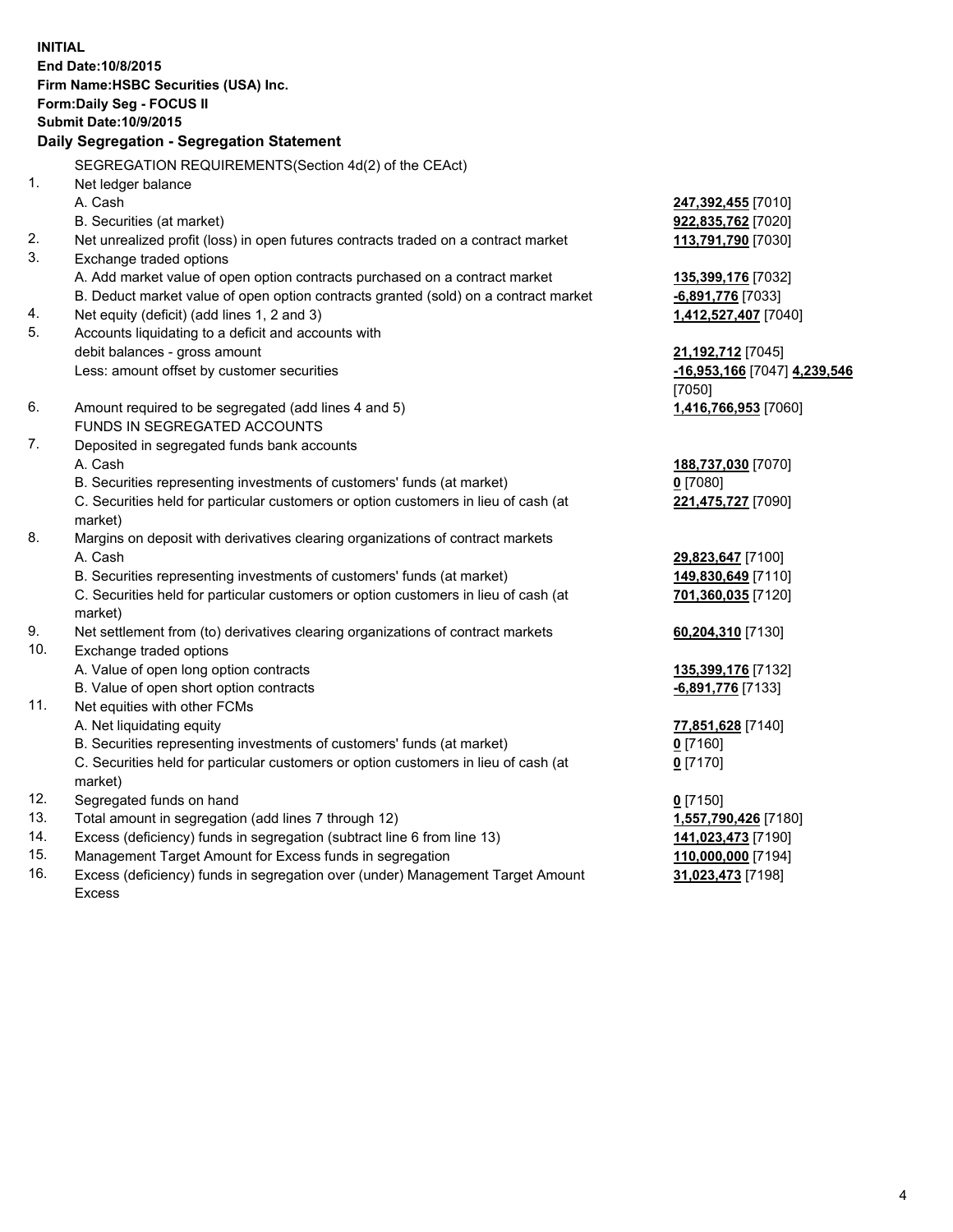**INITIAL**
**End Date:10/8/2015**
**Firm Name:HSBC Securities (USA) Inc.**
**Form:Daily Seg - FOCUS II**
**Submit Date:10/9/2015**

**Daily Segregation - Segregation Statement**

| | | |
|---|---|---|
| | SEGREGATION REQUIREMENTS(Section 4d(2) of the CEAct) | |
| 1. | Net ledger balance | |
| | A. Cash | **247,392,455** [7010] |
| | B. Securities (at market) | **922,835,762** [7020] |
| 2. | Net unrealized profit (loss) in open futures contracts traded on a contract market | **113,791,790** [7030] |
| 3. | Exchange traded options | |
| | A. Add market value of open option contracts purchased on a contract market | **135,399,176** [7032] |
| | B. Deduct market value of open option contracts granted (sold) on a contract market | **-6,891,776** [7033] |
| 4. | Net equity (deficit) (add lines 1, 2 and 3) | **1,412,527,407** [7040] |
| 5. | Accounts liquidating to a deficit and accounts with debit balances - gross amount | **21,192,712** [7045] |
| | Less: amount offset by customer securities | **-16,953,166** [7047] **4,239,546** [7050] |
| 6. | Amount required to be segregated (add lines 4 and 5) | **1,416,766,953** [7060] |
| | FUNDS IN SEGREGATED ACCOUNTS | |
| 7. | Deposited in segregated funds bank accounts | |
| | A. Cash | **188,737,030** [7070] |
| | B. Securities representing investments of customers' funds (at market) | **0** [7080] |
| | C. Securities held for particular customers or option customers in lieu of cash (at market) | **221,475,727** [7090] |
| 8. | Margins on deposit with derivatives clearing organizations of contract markets | |
| | A. Cash | **29,823,647** [7100] |
| | B. Securities representing investments of customers' funds (at market) | **149,830,649** [7110] |
| | C. Securities held for particular customers or option customers in lieu of cash (at market) | **701,360,035** [7120] |
| 9. | Net settlement from (to) derivatives clearing organizations of contract markets | **60,204,310** [7130] |
| 10. | Exchange traded options | |
| | A. Value of open long option contracts | **135,399,176** [7132] |
| | B. Value of open short option contracts | **-6,891,776** [7133] |
| 11. | Net equities with other FCMs | |
| | A. Net liquidating equity | **77,851,628** [7140] |
| | B. Securities representing investments of customers' funds (at market) | **0** [7160] |
| | C. Securities held for particular customers or option customers in lieu of cash (at market) | **0** [7170] |
| 12. | Segregated funds on hand | **0** [7150] |
| 13. | Total amount in segregation (add lines 7 through 12) | **1,557,790,426** [7180] |
| 14. | Excess (deficiency) funds in segregation (subtract line 6 from line 13) | **141,023,473** [7190] |
| 15. | Management Target Amount for Excess funds in segregation | **110,000,000** [7194] |
| 16. | Excess (deficiency) funds in segregation over (under) Management Target Amount Excess | **31,023,473** [7198] |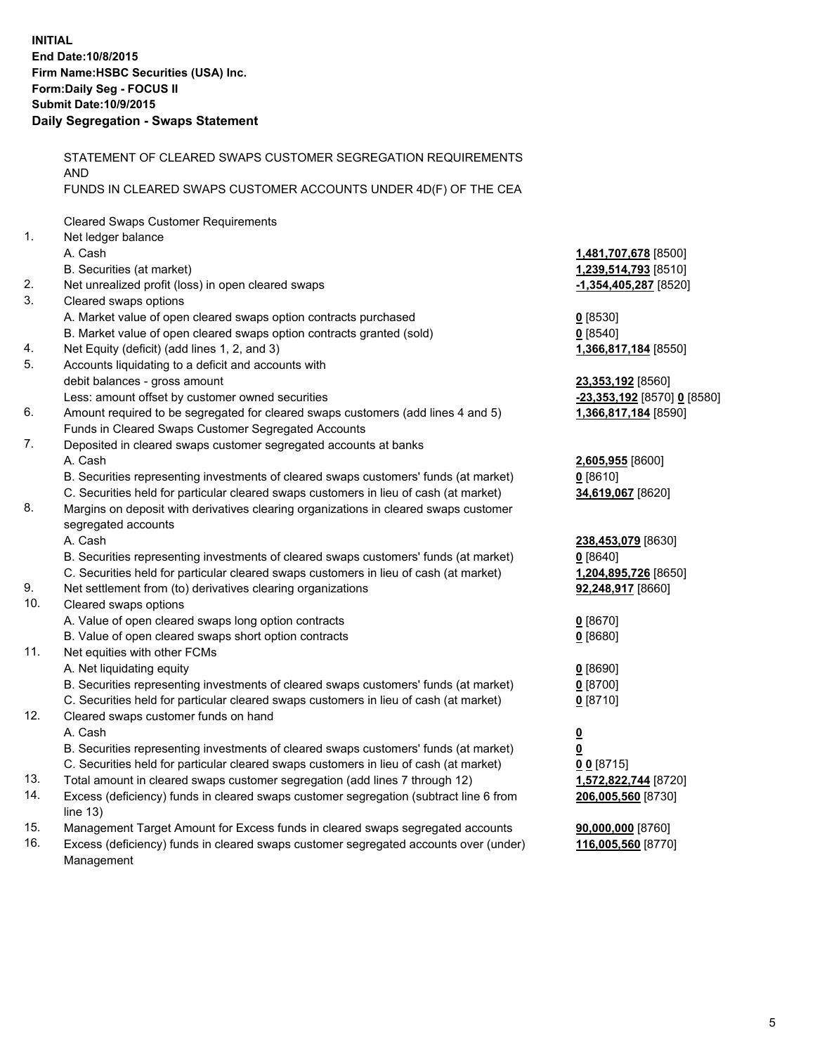**INITIAL**
**End Date:10/8/2015**
**Firm Name:HSBC Securities (USA) Inc.**
**Form:Daily Seg - FOCUS II**
**Submit Date:10/9/2015**
**Daily Segregation - Swaps Statement**

STATEMENT OF CLEARED SWAPS CUSTOMER SEGREGATION REQUIREMENTS AND FUNDS IN CLEARED SWAPS CUSTOMER ACCOUNTS UNDER 4D(F) OF THE CEA

| | | |
|---|---|---|
| | Cleared Swaps Customer Requirements | |
| 1. | Net ledger balance | |
| | A. Cash | **1,481,707,678** [8500] |
| | B. Securities (at market) | **1,239,514,793** [8510] |
| 2. | Net unrealized profit (loss) in open cleared swaps | **-1,354,405,287** [8520] |
| 3. | Cleared swaps options | |
| | A. Market value of open cleared swaps option contracts purchased | **0** [8530] |
| | B. Market value of open cleared swaps option contracts granted (sold) | **0** [8540] |
| 4. | Net Equity (deficit) (add lines 1, 2, and 3) | **1,366,817,184** [8550] |
| 5. | Accounts liquidating to a deficit and accounts with debit balances - gross amount | **23,353,192** [8560] |
| | Less: amount offset by customer owned securities | **-23,353,192** [8570] **0** [8580] |
| 6. | Amount required to be segregated for cleared swaps customers (add lines 4 and 5) | **1,366,817,184** [8590] |
| | Funds in Cleared Swaps Customer Segregated Accounts | |
| 7. | Deposited in cleared swaps customer segregated accounts at banks | |
| | A. Cash | **2,605,955** [8600] |
| | B. Securities representing investments of cleared swaps customers' funds (at market) | **0** [8610] |
| | C. Securities held for particular cleared swaps customers in lieu of cash (at market) | **34,619,067** [8620] |
| 8. | Margins on deposit with derivatives clearing organizations in cleared swaps customer segregated accounts | |
| | A. Cash | **238,453,079** [8630] |
| | B. Securities representing investments of cleared swaps customers' funds (at market) | **0** [8640] |
| | C. Securities held for particular cleared swaps customers in lieu of cash (at market) | **1,204,895,726** [8650] |
| 9. | Net settlement from (to) derivatives clearing organizations | **92,248,917** [8660] |
| 10. | Cleared swaps options | |
| | A. Value of open cleared swaps long option contracts | **0** [8670] |
| | B. Value of open cleared swaps short option contracts | **0** [8680] |
| 11. | Net equities with other FCMs | |
| | A. Net liquidating equity | **0** [8690] |
| | B. Securities representing investments of cleared swaps customers' funds (at market) | **0** [8700] |
| | C. Securities held for particular cleared swaps customers in lieu of cash (at market) | **0** [8710] |
| 12. | Cleared swaps customer funds on hand | |
| | A. Cash | **0** |
| | B. Securities representing investments of cleared swaps customers' funds (at market) | **0** |
| | C. Securities held for particular cleared swaps customers in lieu of cash (at market) | **0** **0** [8715] |
| 13. | Total amount in cleared swaps customer segregation (add lines 7 through 12) | **1,572,822,744** [8720] |
| 14. | Excess (deficiency) funds in cleared swaps customer segregation (subtract line 6 from line 13) | **206,005,560** [8730] |
| 15. | Management Target Amount for Excess funds in cleared swaps segregated accounts | **90,000,000** [8760] |
| 16. | Excess (deficiency) funds in cleared swaps customer segregated accounts over (under) Management | **116,005,560** [8770] |